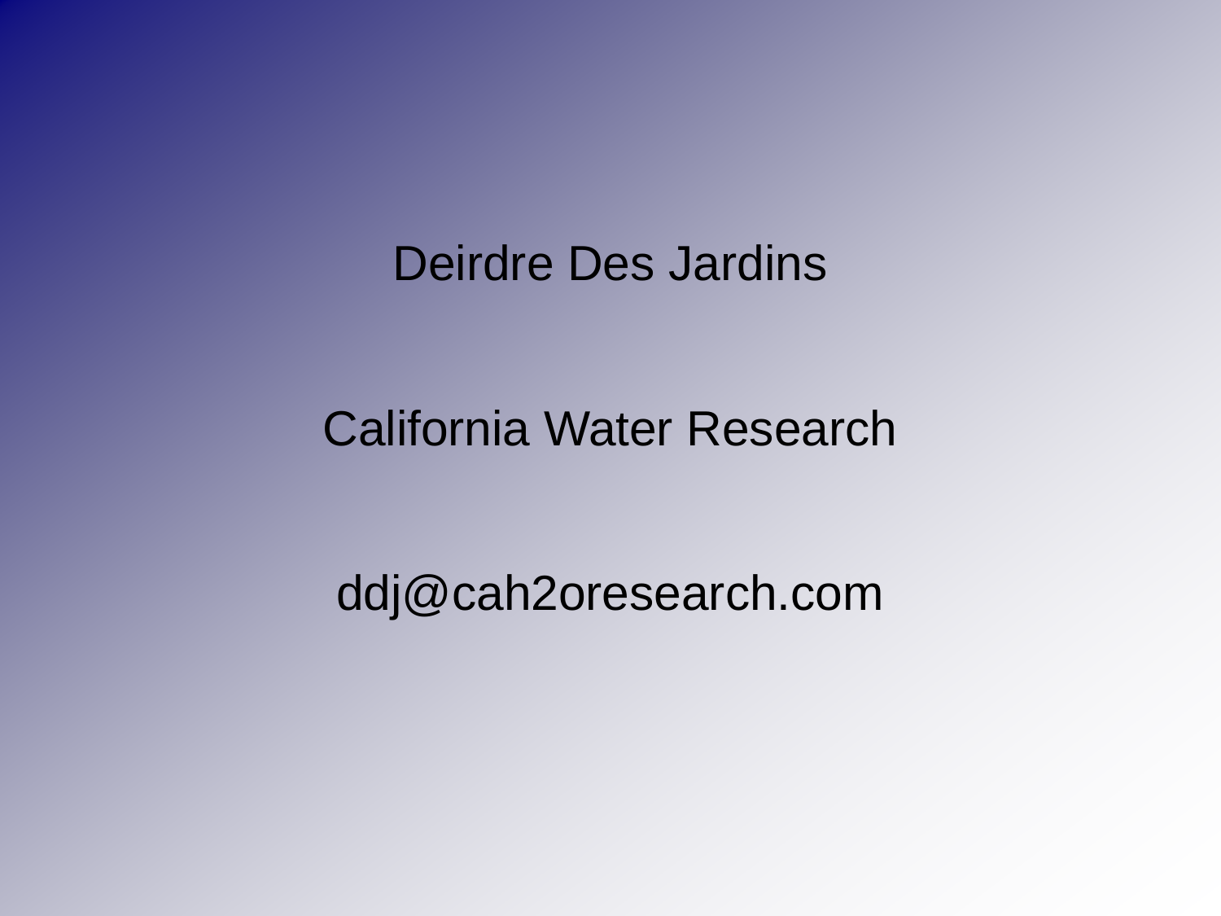Deirdre Des Jardins

California Water Research

ddj@cah2oresearch.com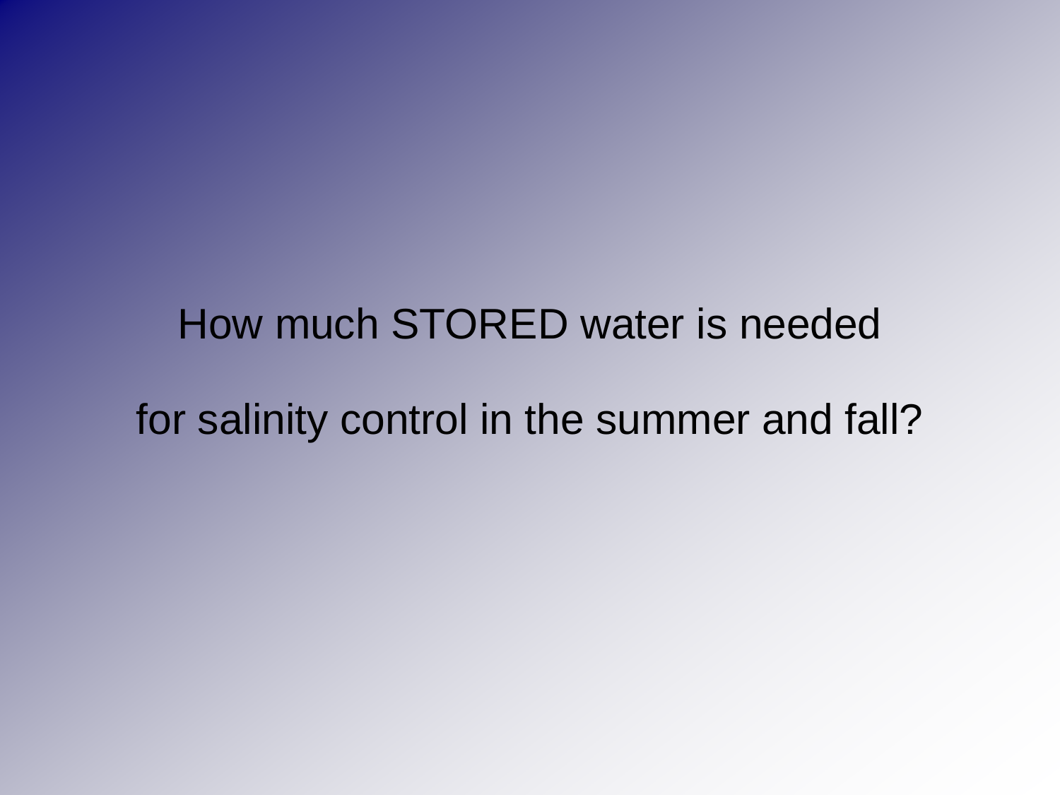How much STORED water is needed

for salinity control in the summer and fall?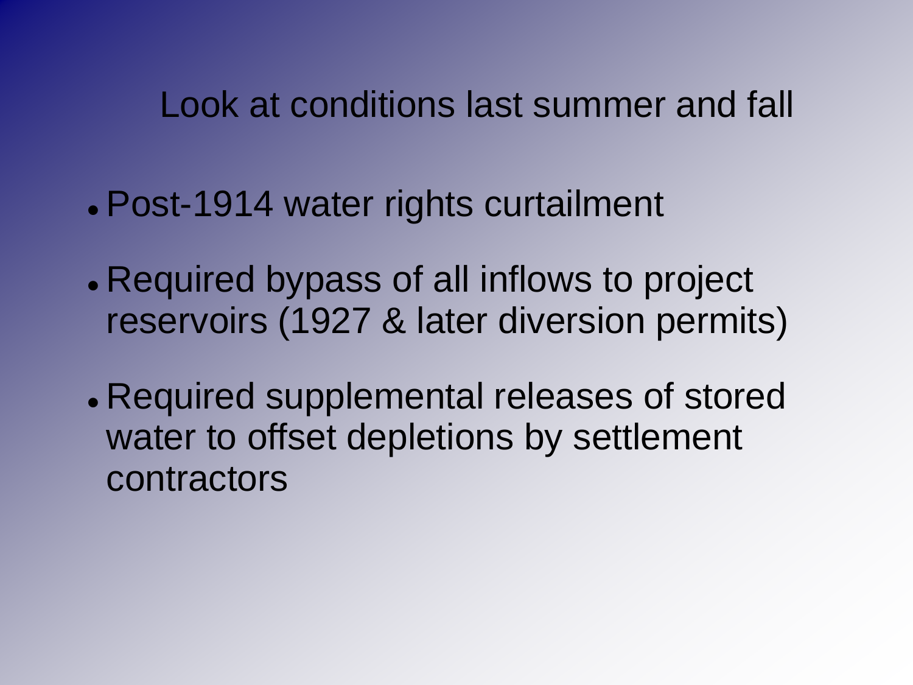## Look at conditions last summer and fall

- Post-1914 water rights curtailment
- Required bypass of all inflows to project reservoirs (1927 & later diversion permits)
- Required supplemental releases of stored water to offset depletions by settlement contractors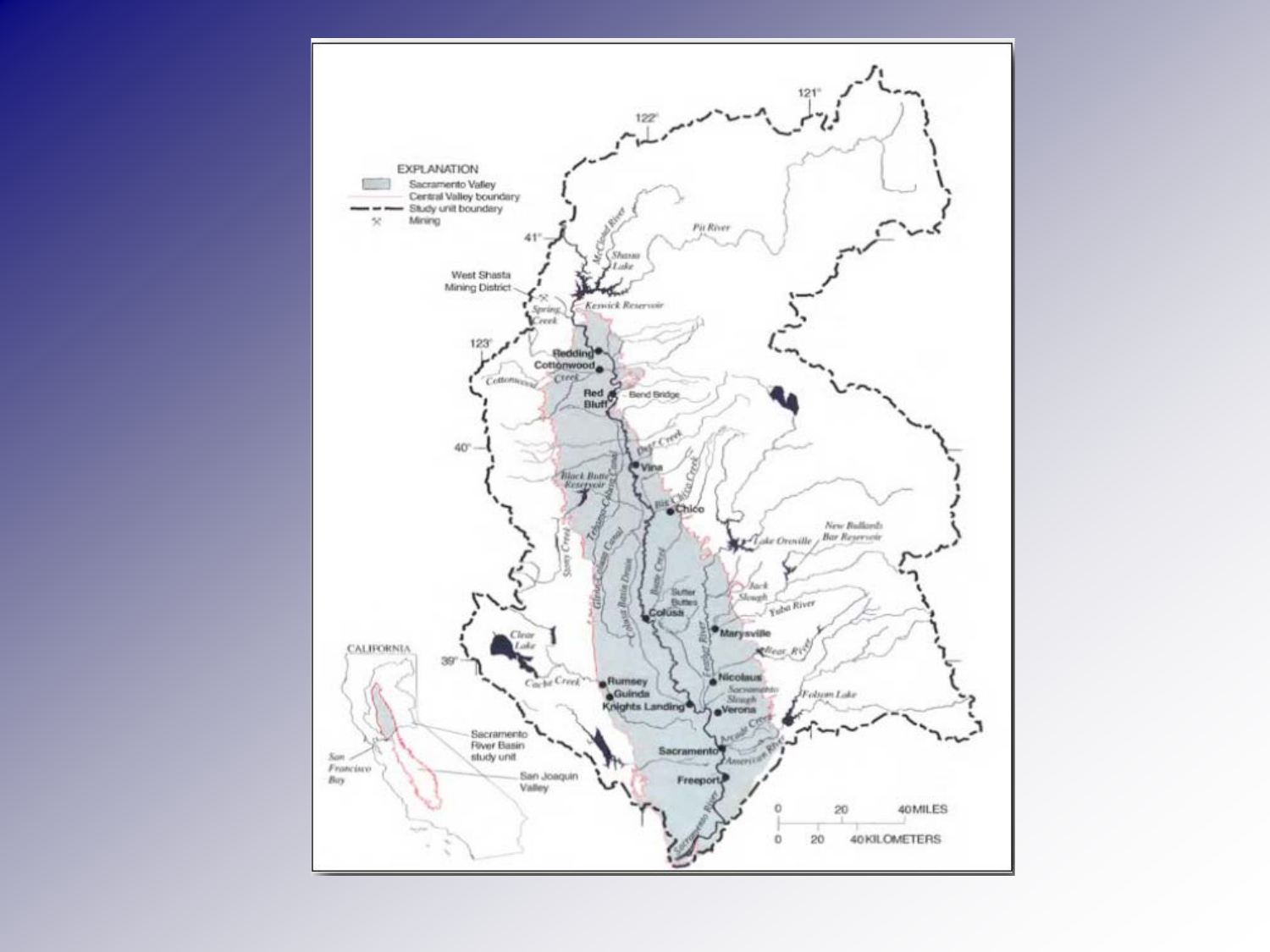EXPLANATION

- Sacramento Valley
- Central Valley boundary
- Study unit boundary
- Mining

0 20 40 MILES

0 20 40 KILOMETERS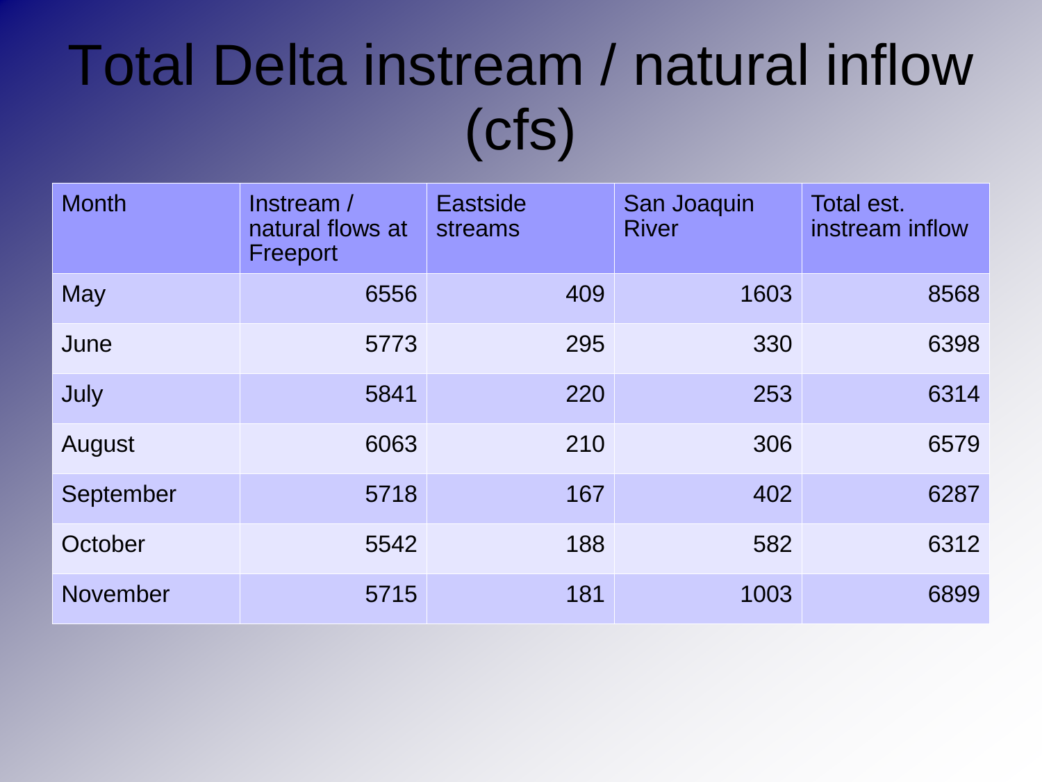# Total Delta instream / natural inflow (cfs)

| Month | Instream / natural flows at Freeport | Eastside streams | San Joaquin River | Total est. instream inflow |
|---|---|---|---|---|
| May | 6556 | 409 | 1603 | 8568 |
| June | 5773 | 295 | 330 | 6398 |
| July | 5841 | 220 | 253 | 6314 |
| August | 6063 | 210 | 306 | 6579 |
| September | 5718 | 167 | 402 | 6287 |
| October | 5542 | 188 | 582 | 6312 |
| November | 5715 | 181 | 1003 | 6899 |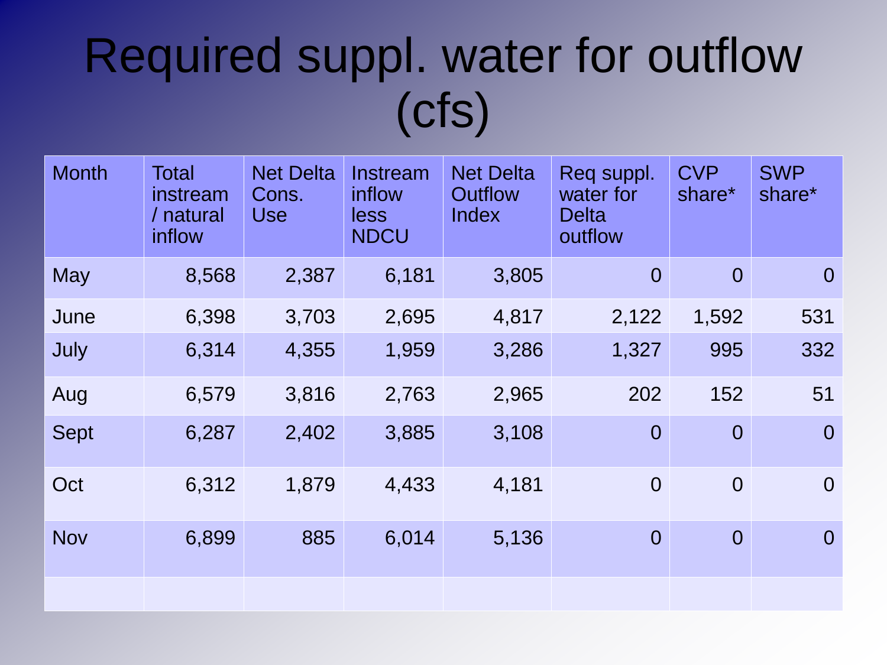# Required suppl. water for outflow (cfs)

| Month | Total instream / natural inflow | Net Delta Cons. Use | Instream inflow less NDCU | Net Delta Outflow Index | Req suppl. water for Delta outflow | CVP share* | SWP share* |
|---|---|---|---|---|---|---|---|
| May | 8,568 | 2,387 | 6,181 | 3,805 | 0 | 0 | 0 |
| June | 6,398 | 3,703 | 2,695 | 4,817 | 2,122 | 1,592 | 531 |
| July | 6,314 | 4,355 | 1,959 | 3,286 | 1,327 | 995 | 332 |
| Aug | 6,579 | 3,816 | 2,763 | 2,965 | 202 | 152 | 51 |
| Sept | 6,287 | 2,402 | 3,885 | 3,108 | 0 | 0 | 0 |
| Oct | 6,312 | 1,879 | 4,433 | 4,181 | 0 | 0 | 0 |
| Nov | 6,899 | 885 | 6,014 | 5,136 | 0 | 0 | 0 |
| | | | | | | | |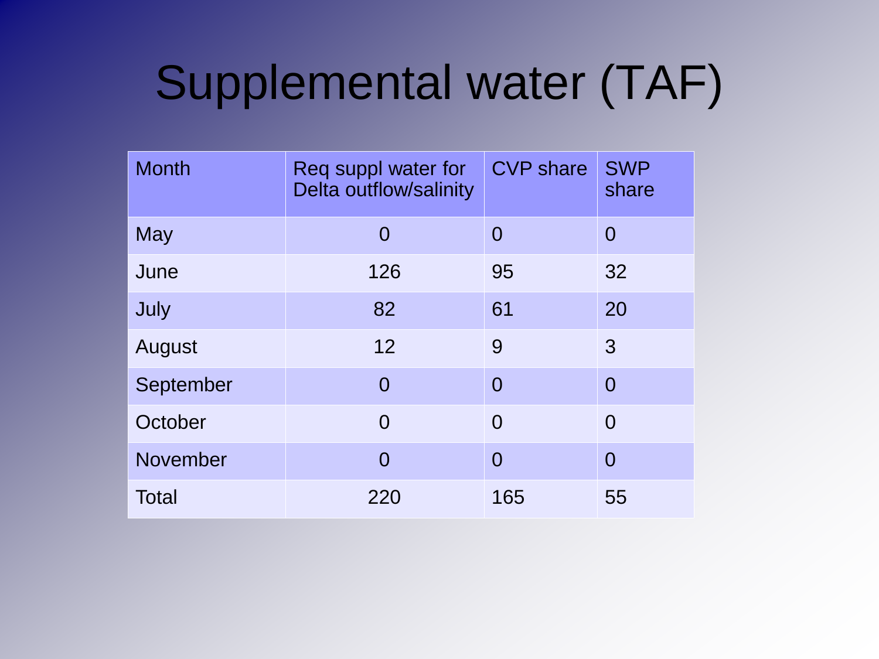# Supplemental water (TAF)

| Month | Req suppl water for Delta outflow/salinity | CVP share | SWP share |
|---|---|---|---|
| May | 0 | 0 | 0 |
| June | 126 | 95 | 32 |
| July | 82 | 61 | 20 |
| August | 12 | 9 | 3 |
| September | 0 | 0 | 0 |
| October | 0 | 0 | 0 |
| November | 0 | 0 | 0 |
| Total | 220 | 165 | 55 |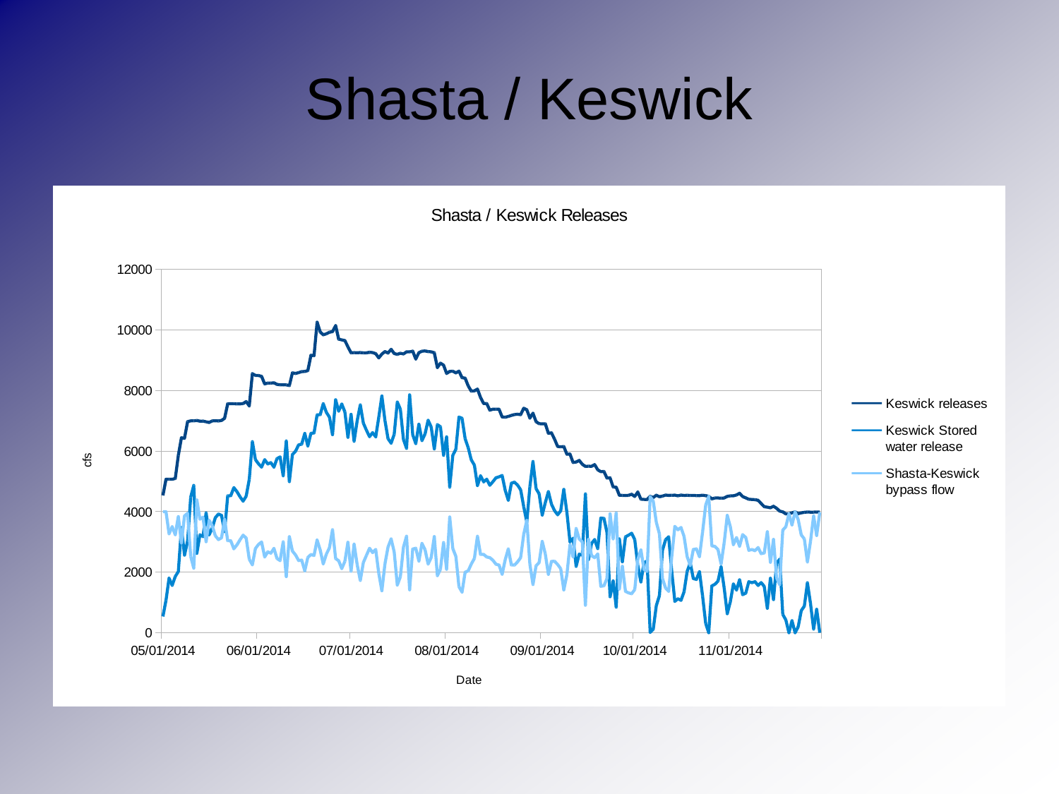# Shasta / Keswick

Shasta / Keswick Releases

cfs

Date

- Keswick releases
- Keswick Stored water release
- Shasta-Keswick bypass flow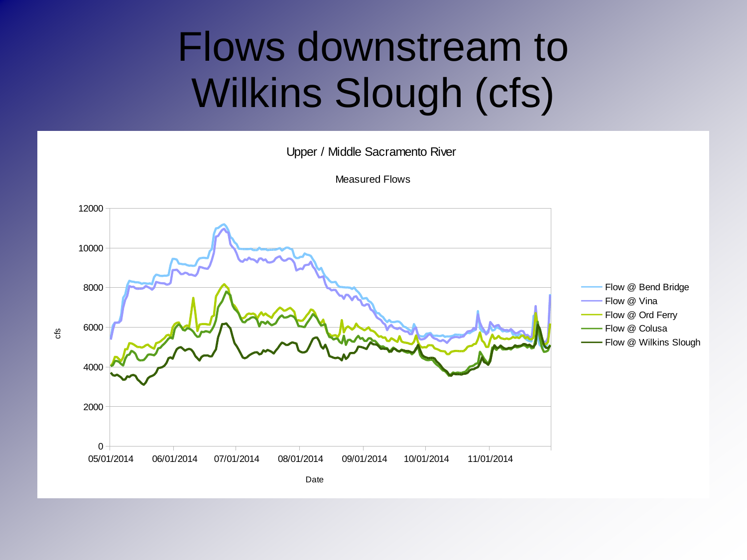# Flows downstream to Wilkins Slough (cfs)

Upper / Middle Sacramento River

Measured Flows

cfs

Date

- Flow @ Bend Bridge
- Flow @ Vina
- Flow @ Ord Ferry
- Flow @ Colusa
- Flow @ Wilkins Slough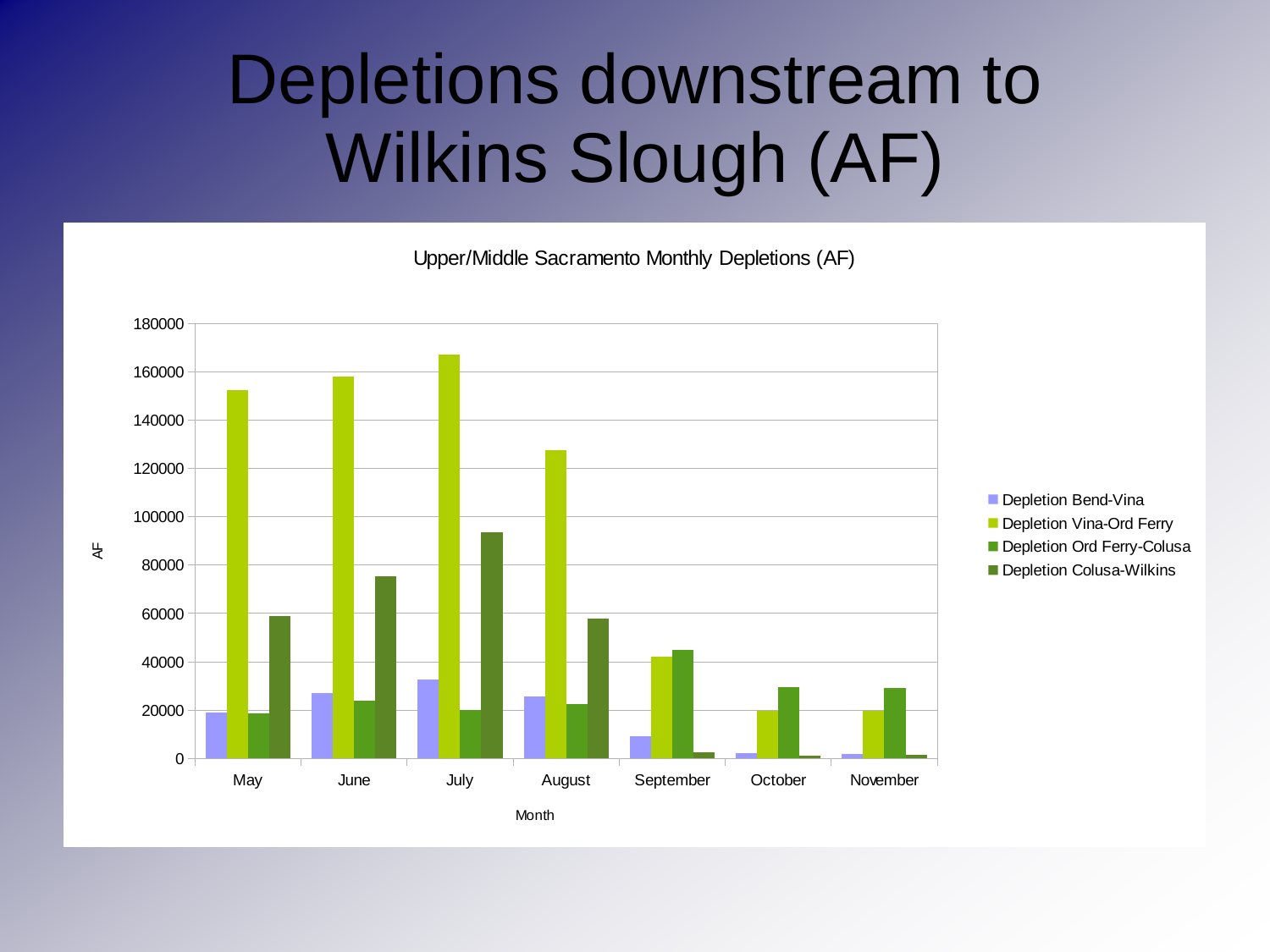# Depletions downstream to Wilkins Slough (AF)

Upper/Middle Sacramento Monthly Depletions (AF)

AF

180000
160000
140000
120000
100000
80000
60000
40000
20000
0

May June July August September October November

Month

- Depletion Bend-Vina
- Depletion Vina-Ord Ferry
- Depletion Ord Ferry-Colusa
- Depletion Colusa-Wilkins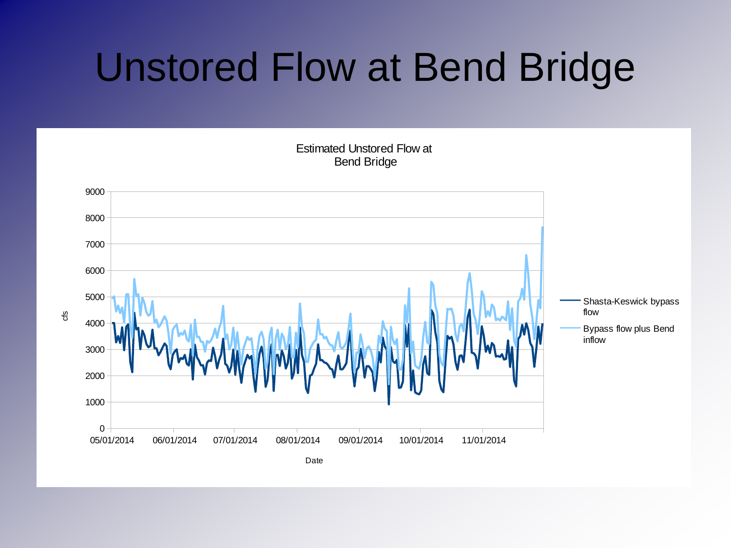# Unstored Flow at Bend Bridge

Estimated Unstored Flow at Bend Bridge

cfs

9000
8000
7000
6000
5000
4000
3000
2000
1000
0

05/01/2014 06/01/2014 07/01/2014 08/01/2014 09/01/2014 10/01/2014 11/01/2014

Date

Shasta-Keswick bypass flow

Bypass flow plus Bend inflow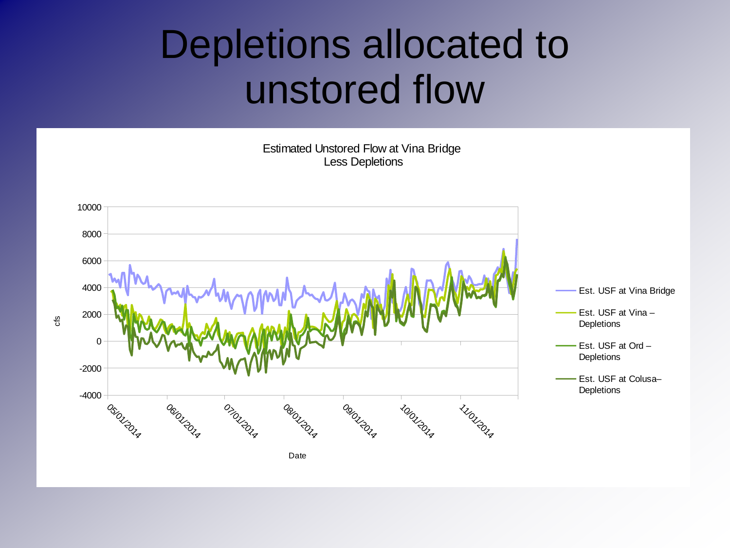# Depletions allocated to unstored flow

Estimated Unstored Flow at Vina Bridge
Less Depletions

cfs

10000
8000
6000
4000
2000
0
-2000
-4000

05/01/2014 06/01/2014 07/01/2014 08/01/2014 09/01/2014 10/01/2014 11/01/2014

Date

- Est. USF at Vina Bridge
- Est. USF at Vina – Depletions
- Est. USF at Ord – Depletions
- Est. USF at Colusa– Depletions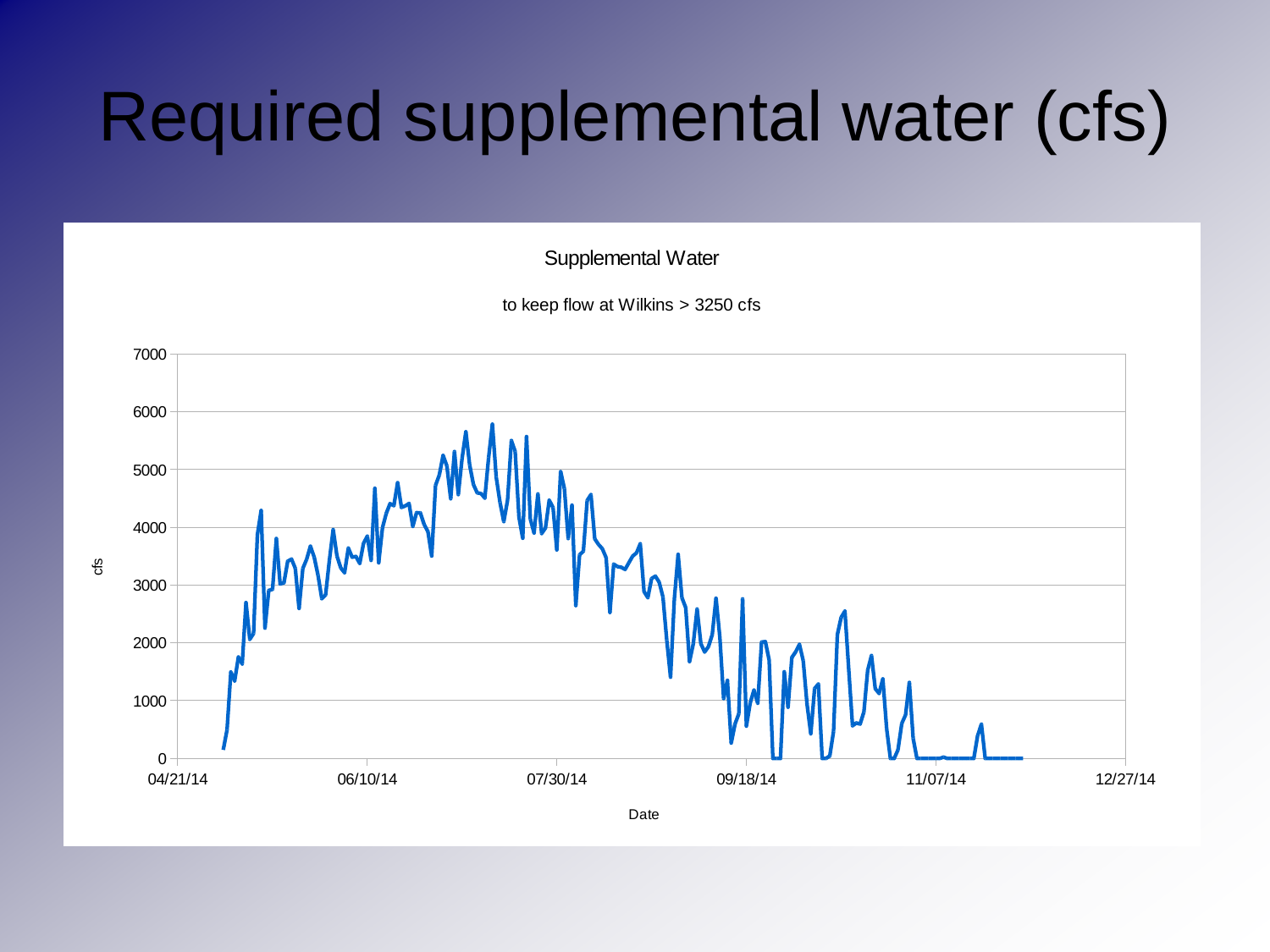# Required supplemental water (cfs)

Supplemental Water

to keep flow at Wilkins > 3250 cfs

cfs

7000
6000
5000
4000
3000
2000
1000
0

04/21/14 06/10/14 07/30/14 09/18/14 11/07/14 12/27/14

Date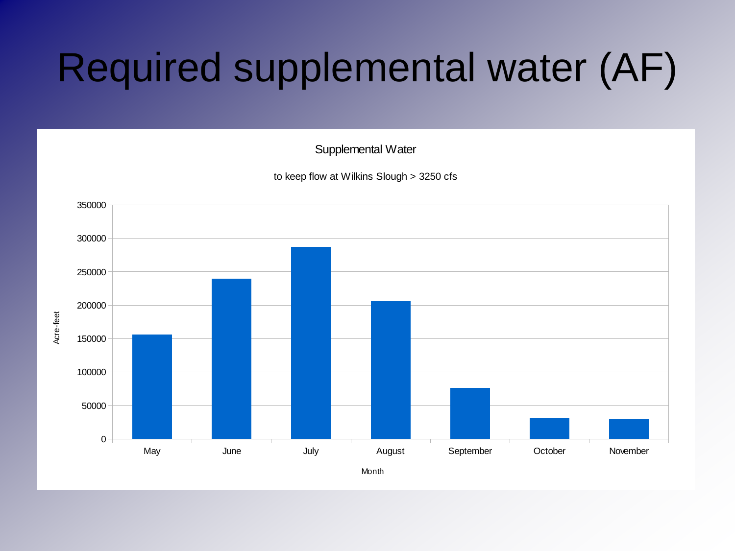# Required supplemental water (AF)

Supplemental Water

to keep flow at Wilkins Slough > 3250 cfs

Acre-feet

350000
300000
250000
200000
150000
100000
50000
0

May June July August September October November

Month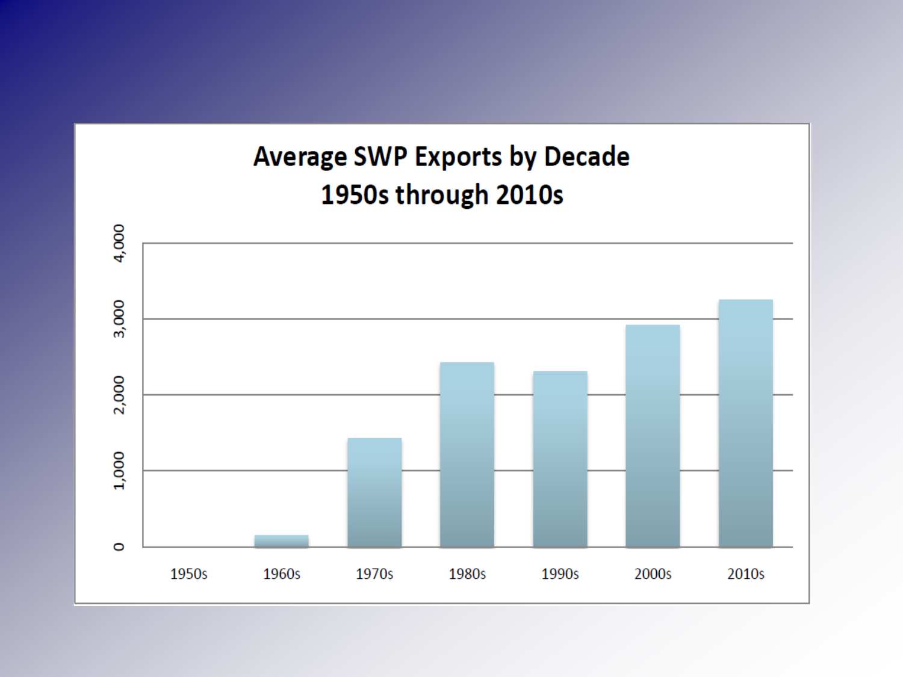## Average SWP Exports by Decade
## 1950s through 2010s

| Decade | Average SWP Exports |
|---|---|
| 1950s | 0 |
| 1960s | ~150 |
| 1970s | ~1,450 |
| 1980s | ~2,450 |
| 1990s | ~2,300 |
| 2000s | ~2,950 |
| 2010s | ~3,250 |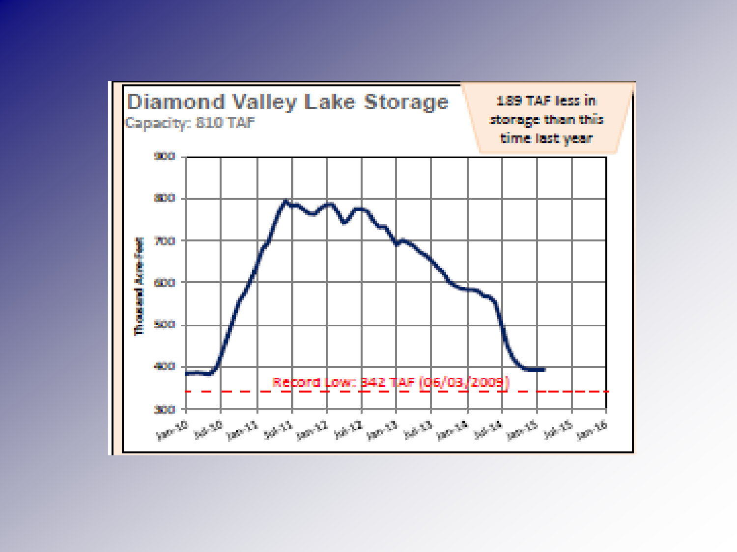# Diamond Valley Lake Storage

Capacity: 810 TAF

189 TAF less in storage than this time last year

Thousand Acre-Feet

900
800
700
600
500
400
300

Record Low: 342 TAF (06/03/2009)

Jan-10, Jul-10, Jan-11, Jul-11, Jan-12, Jul-12, Jan-13, Jul-13, Jan-14, Jul-14, Jan-15, Jul-15, Jan-16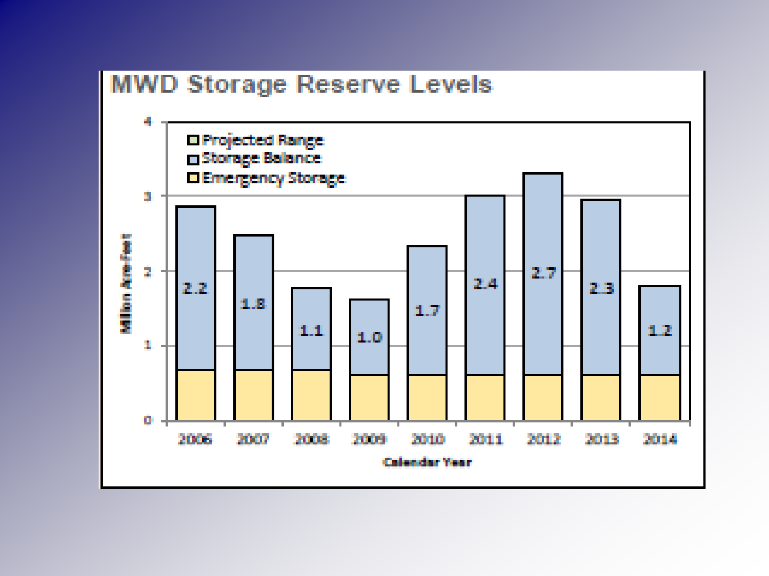# MWD Storage Reserve Levels

| Calendar Year | Storage Balance (Million Acre-Feet) |
|---|---|
| 2006 | 2.2 |
| 2007 | 1.8 |
| 2008 | 1.1 |
| 2009 | 1.0 |
| 2010 | 1.7 |
| 2011 | 2.4 |
| 2012 | 2.7 |
| 2013 | 2.3 |
| 2014 | 1.2 |

Legend: Projected Range; Storage Balance; Emergency Storage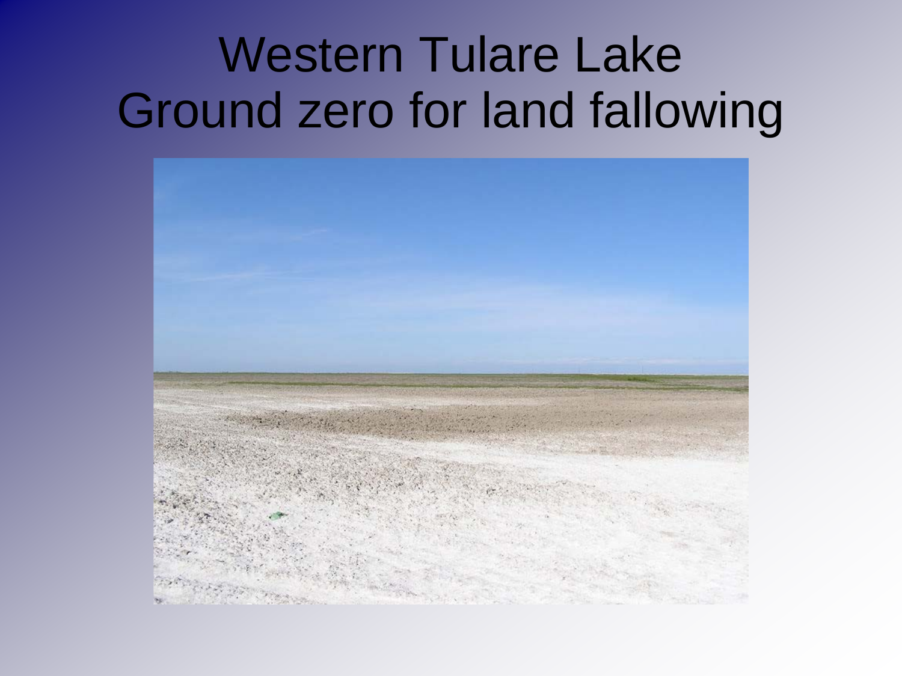# Western Tulare Lake
# Ground zero for land fallowing